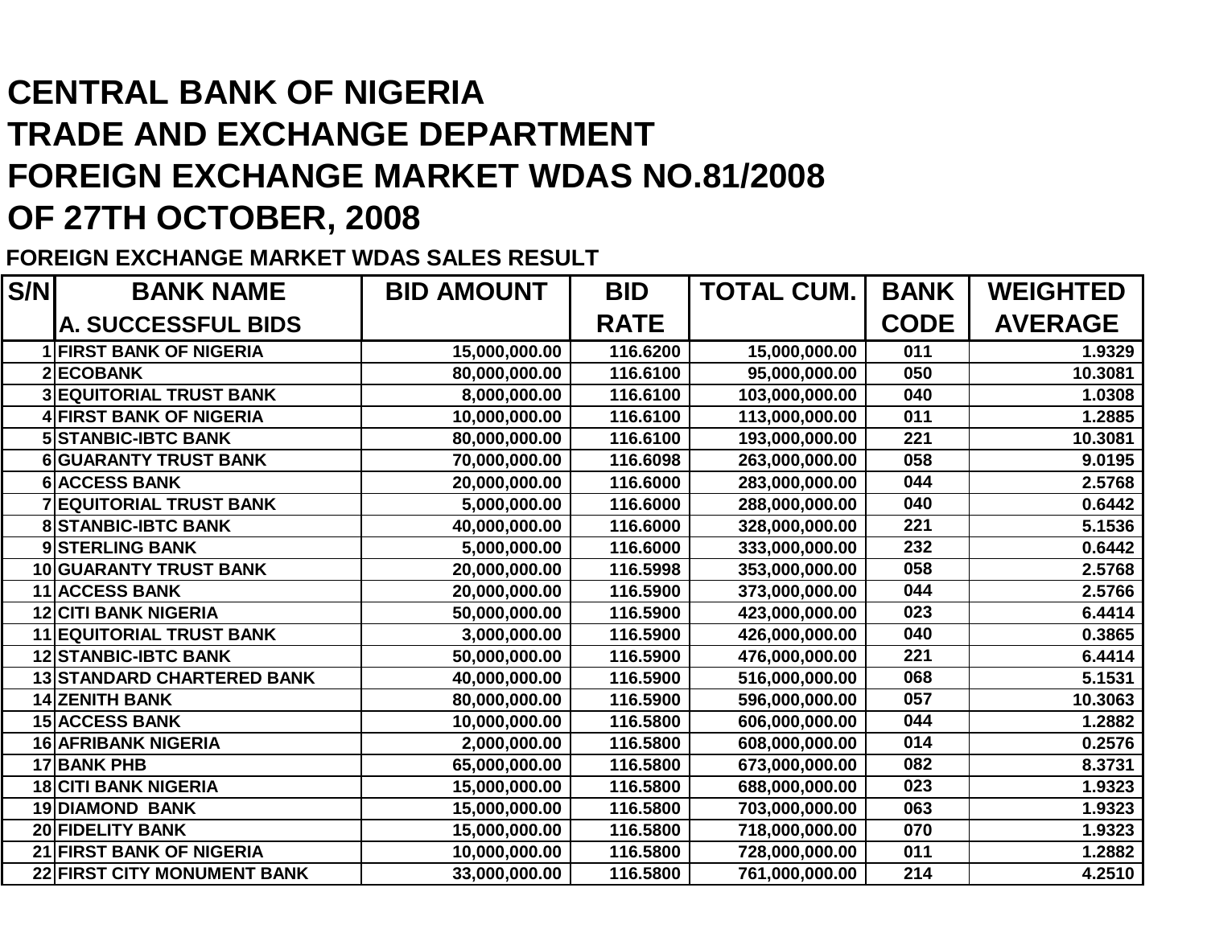# CENTRAL BANK OF NIGERIA
# TRADE AND EXCHANGE DEPARTMENT
# FOREIGN EXCHANGE MARKET WDAS NO.81/2008
# OF 27TH OCTOBER, 2008

## FOREIGN EXCHANGE MARKET WDAS SALES RESULT

| S/N | BANK NAME<br>A. SUCCESSFUL BIDS | BID AMOUNT | BID RATE | TOTAL CUM. | BANK CODE | WEIGHTED AVERAGE |
|---|---|---|---|---|---|---|
| 1 | FIRST BANK OF NIGERIA | 15,000,000.00 | 116.6200 | 15,000,000.00 | 011 | 1.9329 |
| 2 | ECOBANK | 80,000,000.00 | 116.6100 | 95,000,000.00 | 050 | 10.3081 |
| 3 | EQUITORIAL TRUST BANK | 8,000,000.00 | 116.6100 | 103,000,000.00 | 040 | 1.0308 |
| 4 | FIRST BANK OF NIGERIA | 10,000,000.00 | 116.6100 | 113,000,000.00 | 011 | 1.2885 |
| 5 | STANBIC-IBTC BANK | 80,000,000.00 | 116.6100 | 193,000,000.00 | 221 | 10.3081 |
| 6 | GUARANTY TRUST BANK | 70,000,000.00 | 116.6098 | 263,000,000.00 | 058 | 9.0195 |
| 6 | ACCESS BANK | 20,000,000.00 | 116.6000 | 283,000,000.00 | 044 | 2.5768 |
| 7 | EQUITORIAL TRUST BANK | 5,000,000.00 | 116.6000 | 288,000,000.00 | 040 | 0.6442 |
| 8 | STANBIC-IBTC BANK | 40,000,000.00 | 116.6000 | 328,000,000.00 | 221 | 5.1536 |
| 9 | STERLING BANK | 5,000,000.00 | 116.6000 | 333,000,000.00 | 232 | 0.6442 |
| 10 | GUARANTY TRUST BANK | 20,000,000.00 | 116.5998 | 353,000,000.00 | 058 | 2.5768 |
| 11 | ACCESS BANK | 20,000,000.00 | 116.5900 | 373,000,000.00 | 044 | 2.5766 |
| 12 | CITI BANK NIGERIA | 50,000,000.00 | 116.5900 | 423,000,000.00 | 023 | 6.4414 |
| 11 | EQUITORIAL TRUST BANK | 3,000,000.00 | 116.5900 | 426,000,000.00 | 040 | 0.3865 |
| 12 | STANBIC-IBTC BANK | 50,000,000.00 | 116.5900 | 476,000,000.00 | 221 | 6.4414 |
| 13 | STANDARD CHARTERED BANK | 40,000,000.00 | 116.5900 | 516,000,000.00 | 068 | 5.1531 |
| 14 | ZENITH BANK | 80,000,000.00 | 116.5900 | 596,000,000.00 | 057 | 10.3063 |
| 15 | ACCESS BANK | 10,000,000.00 | 116.5800 | 606,000,000.00 | 044 | 1.2882 |
| 16 | AFRIBANK NIGERIA | 2,000,000.00 | 116.5800 | 608,000,000.00 | 014 | 0.2576 |
| 17 | BANK PHB | 65,000,000.00 | 116.5800 | 673,000,000.00 | 082 | 8.3731 |
| 18 | CITI BANK NIGERIA | 15,000,000.00 | 116.5800 | 688,000,000.00 | 023 | 1.9323 |
| 19 | DIAMOND BANK | 15,000,000.00 | 116.5800 | 703,000,000.00 | 063 | 1.9323 |
| 20 | FIDELITY BANK | 15,000,000.00 | 116.5800 | 718,000,000.00 | 070 | 1.9323 |
| 21 | FIRST BANK OF NIGERIA | 10,000,000.00 | 116.5800 | 728,000,000.00 | 011 | 1.2882 |
| 22 | FIRST CITY MONUMENT BANK | 33,000,000.00 | 116.5800 | 761,000,000.00 | 214 | 4.2510 |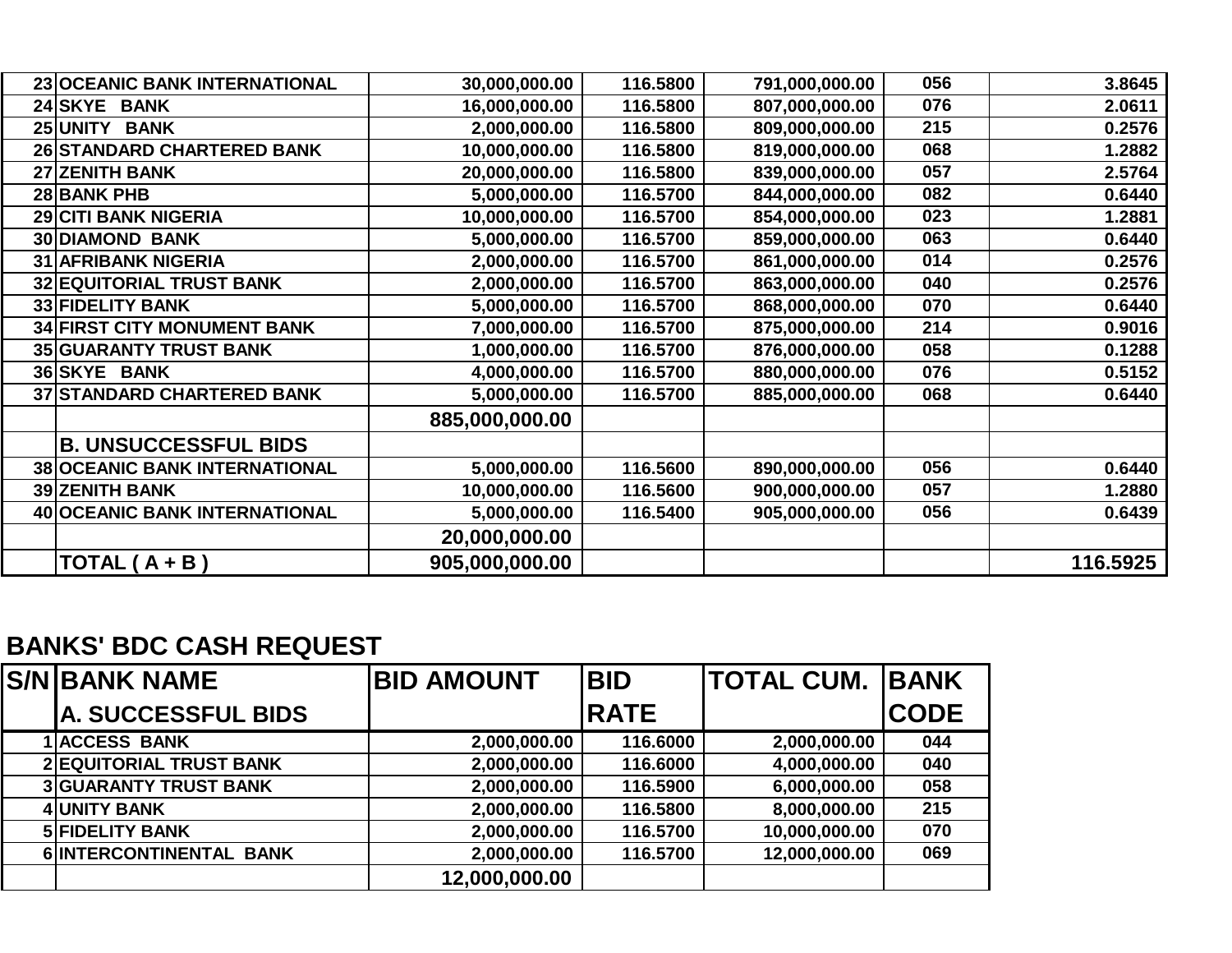| | | | | | | |
|---|---|---|---|---|---|---|
| 23 | OCEANIC BANK INTERNATIONAL | 30,000,000.00 | 116.5800 | 791,000,000.00 | 056 | 3.8645 |
| 24 | SKYE BANK | 16,000,000.00 | 116.5800 | 807,000,000.00 | 076 | 2.0611 |
| 25 | UNITY BANK | 2,000,000.00 | 116.5800 | 809,000,000.00 | 215 | 0.2576 |
| 26 | STANDARD CHARTERED BANK | 10,000,000.00 | 116.5800 | 819,000,000.00 | 068 | 1.2882 |
| 27 | ZENITH BANK | 20,000,000.00 | 116.5800 | 839,000,000.00 | 057 | 2.5764 |
| 28 | BANK PHB | 5,000,000.00 | 116.5700 | 844,000,000.00 | 082 | 0.6440 |
| 29 | CITI BANK NIGERIA | 10,000,000.00 | 116.5700 | 854,000,000.00 | 023 | 1.2881 |
| 30 | DIAMOND BANK | 5,000,000.00 | 116.5700 | 859,000,000.00 | 063 | 0.6440 |
| 31 | AFRIBANK NIGERIA | 2,000,000.00 | 116.5700 | 861,000,000.00 | 014 | 0.2576 |
| 32 | EQUITORIAL TRUST BANK | 2,000,000.00 | 116.5700 | 863,000,000.00 | 040 | 0.2576 |
| 33 | FIDELITY BANK | 5,000,000.00 | 116.5700 | 868,000,000.00 | 070 | 0.6440 |
| 34 | FIRST CITY MONUMENT BANK | 7,000,000.00 | 116.5700 | 875,000,000.00 | 214 | 0.9016 |
| 35 | GUARANTY TRUST BANK | 1,000,000.00 | 116.5700 | 876,000,000.00 | 058 | 0.1288 |
| 36 | SKYE BANK | 4,000,000.00 | 116.5700 | 880,000,000.00 | 076 | 0.5152 |
| 37 | STANDARD CHARTERED BANK | 5,000,000.00 | 116.5700 | 885,000,000.00 | 068 | 0.6440 |
| | | **885,000,000.00** | | | | |
| | **B. UNSUCCESSFUL BIDS** | | | | | |
| 38 | OCEANIC BANK INTERNATIONAL | 5,000,000.00 | 116.5600 | 890,000,000.00 | 056 | 0.6440 |
| 39 | ZENITH BANK | 10,000,000.00 | 116.5600 | 900,000,000.00 | 057 | 1.2880 |
| 40 | OCEANIC BANK INTERNATIONAL | 5,000,000.00 | 116.5400 | 905,000,000.00 | 056 | 0.6439 |
| | | **20,000,000.00** | | | | |
| | **TOTAL ( A + B )** | **905,000,000.00** | | | | **116.5925** |

## BANKS' BDC CASH REQUEST

| S/N | BANK NAME | BID AMOUNT | BID | TOTAL CUM. | BANK |
|---|---|---|---|---|---|
| | **A. SUCCESSFUL BIDS** | | **RATE** | | **CODE** |
| 1 | ACCESS BANK | 2,000,000.00 | 116.6000 | 2,000,000.00 | 044 |
| 2 | EQUITORIAL TRUST BANK | 2,000,000.00 | 116.6000 | 4,000,000.00 | 040 |
| 3 | GUARANTY TRUST BANK | 2,000,000.00 | 116.5900 | 6,000,000.00 | 058 |
| 4 | UNITY BANK | 2,000,000.00 | 116.5800 | 8,000,000.00 | 215 |
| 5 | FIDELITY BANK | 2,000,000.00 | 116.5700 | 10,000,000.00 | 070 |
| 6 | INTERCONTINENTAL BANK | 2,000,000.00 | 116.5700 | 12,000,000.00 | 069 |
| | | **12,000,000.00** | | | |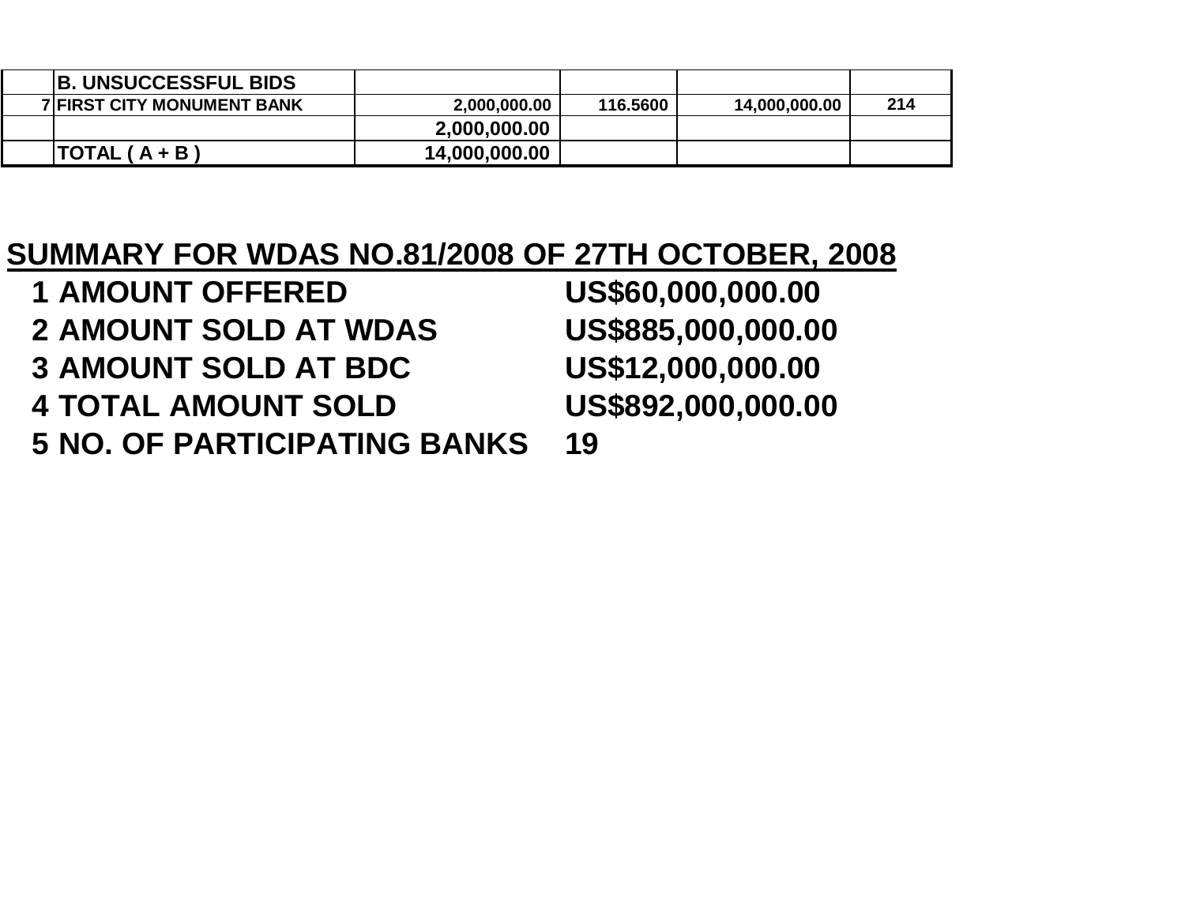| | | | | | |
|---|---|---|---|---|---|
| | **B. UNSUCCESSFUL BIDS** | | | | |
| 7 | **FIRST CITY MONUMENT BANK** | 2,000,000.00 | 116.5600 | 14,000,000.00 | 214 |
| | | **2,000,000.00** | | | |
| | **TOTAL ( A + B )** | **14,000,000.00** | | | |

## SUMMARY FOR WDAS NO.81/2008 OF 27TH OCTOBER, 2008

| | | |
|---|---|---|
| 1 | **AMOUNT OFFERED** | **US$60,000,000.00** |
| 2 | **AMOUNT SOLD AT WDAS** | **US$885,000,000.00** |
| 3 | **AMOUNT SOLD AT BDC** | **US$12,000,000.00** |
| 4 | **TOTAL AMOUNT SOLD** | **US$892,000,000.00** |
| 5 | **NO. OF PARTICIPATING BANKS** | **19** |